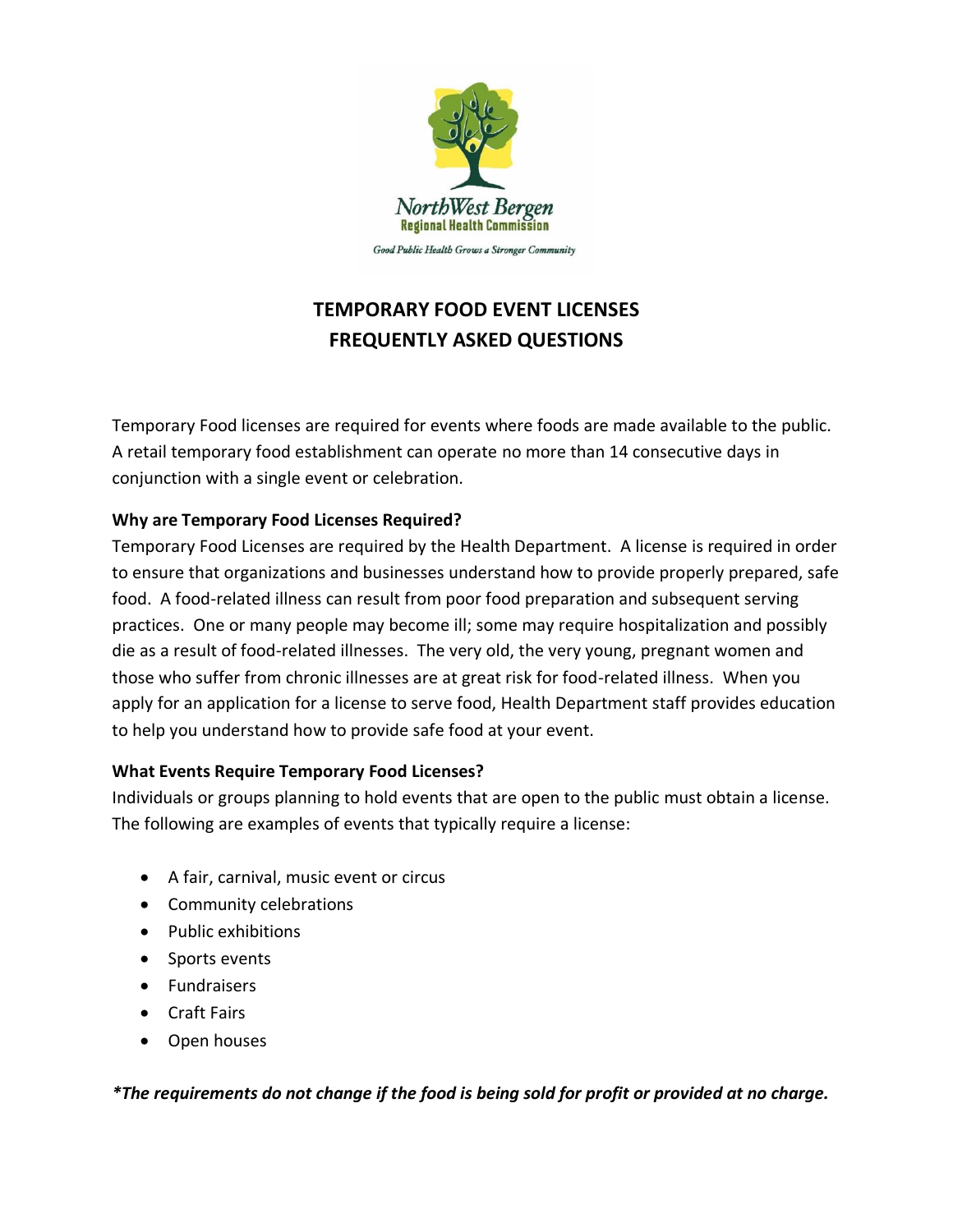NorthWest Bergen
Regional Health Commission

*Good Public Health Grows a Stronger Community*

# TEMPORARY FOOD EVENT LICENSES
# FREQUENTLY ASKED QUESTIONS

Temporary Food licenses are required for events where foods are made available to the public. A retail temporary food establishment can operate no more than 14 consecutive days in conjunction with a single event or celebration.

**Why are Temporary Food Licenses Required?**

Temporary Food Licenses are required by the Health Department. A license is required in order to ensure that organizations and businesses understand how to provide properly prepared, safe food. A food-related illness can result from poor food preparation and subsequent serving practices. One or many people may become ill; some may require hospitalization and possibly die as a result of food-related illnesses. The very old, the very young, pregnant women and those who suffer from chronic illnesses are at great risk for food-related illness. When you apply for an application for a license to serve food, Health Department staff provides education to help you understand how to provide safe food at your event.

**What Events Require Temporary Food Licenses?**

Individuals or groups planning to hold events that are open to the public must obtain a license. The following are examples of events that typically require a license:

- A fair, carnival, music event or circus
- Community celebrations
- Public exhibitions
- Sports events
- Fundraisers
- Craft Fairs
- Open houses

***The requirements do not change if the food is being sold for profit or provided at no charge.***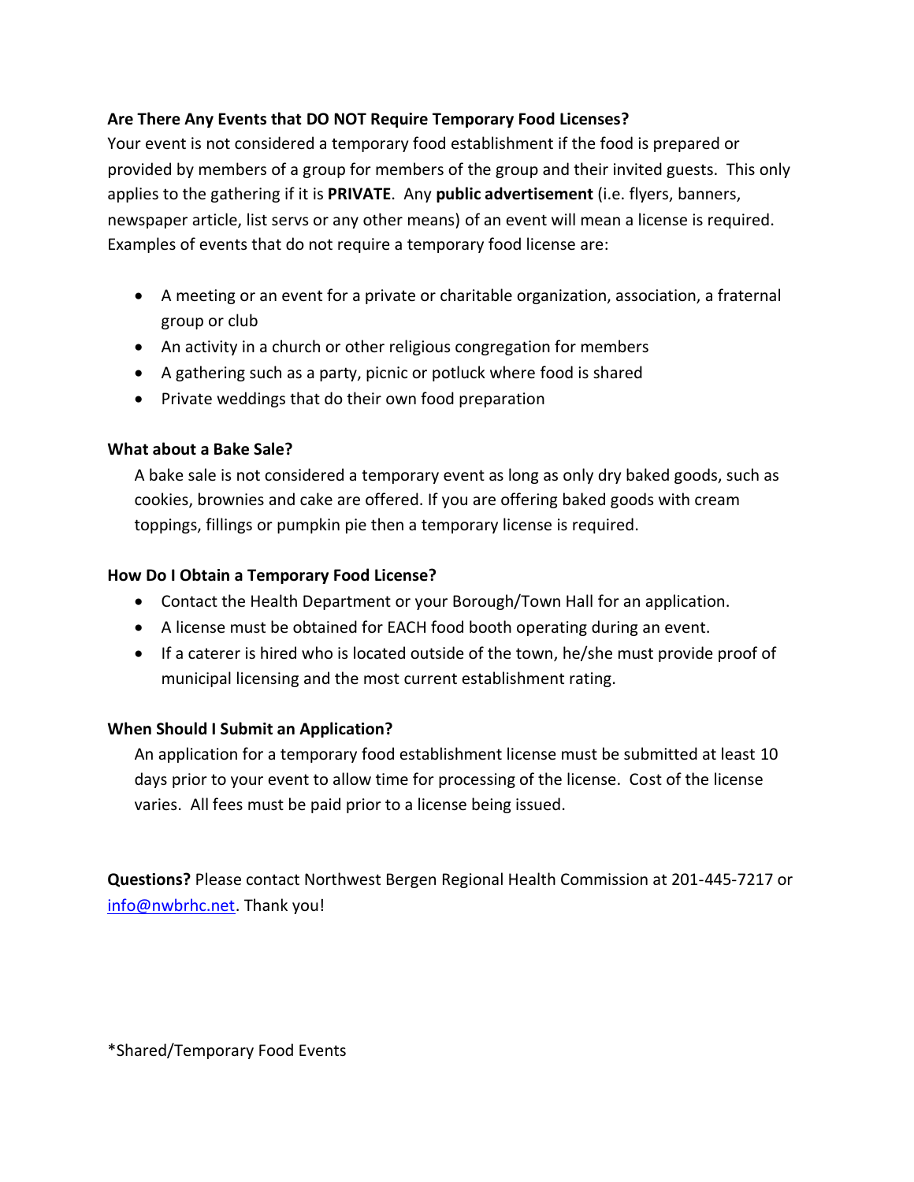**Are There Any Events that DO NOT Require Temporary Food Licenses?**

Your event is not considered a temporary food establishment if the food is prepared or provided by members of a group for members of the group and their invited guests. This only applies to the gathering if it is **PRIVATE**. Any **public advertisement** (i.e. flyers, banners, newspaper article, list servs or any other means) of an event will mean a license is required. Examples of events that do not require a temporary food license are:

- A meeting or an event for a private or charitable organization, association, a fraternal group or club
- An activity in a church or other religious congregation for members
- A gathering such as a party, picnic or potluck where food is shared
- Private weddings that do their own food preparation

**What about a Bake Sale?**

A bake sale is not considered a temporary event as long as only dry baked goods, such as cookies, brownies and cake are offered. If you are offering baked goods with cream toppings, fillings or pumpkin pie then a temporary license is required.

**How Do I Obtain a Temporary Food License?**

- Contact the Health Department or your Borough/Town Hall for an application.
- A license must be obtained for EACH food booth operating during an event.
- If a caterer is hired who is located outside of the town, he/she must provide proof of municipal licensing and the most current establishment rating.

**When Should I Submit an Application?**

An application for a temporary food establishment license must be submitted at least 10 days prior to your event to allow time for processing of the license. Cost of the license varies. All fees must be paid prior to a license being issued.

**Questions?** Please contact Northwest Bergen Regional Health Commission at 201-445-7217 or info@nwbrhc.net. Thank you!

*Shared/Temporary Food Events